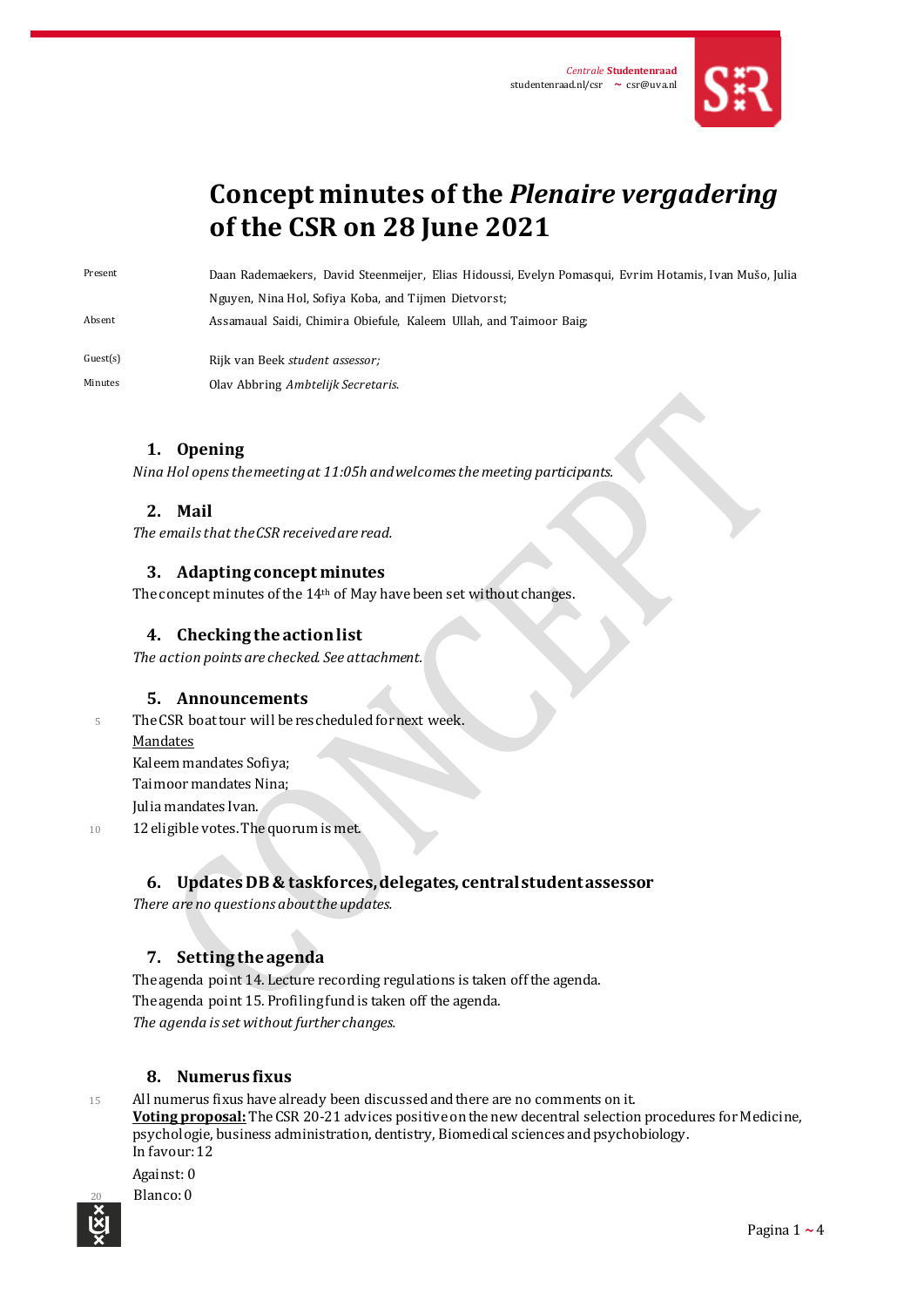# Concept minutes of the *Plenaire vergadering* of the CSR on 28 June 2021

Present: Daan Rademaekers, David Steenmeijer, Elias Hidoussi, Evelyn Pomasqui, Evrim Hotamis, Ivan Mušo, Julia Nguyen, Nina Hol, Sofiya Koba, and Tijmen Dietvorst;

Absent: Assamaual Saidi, Chimira Obiefule, Kaleem Ullah, and Taimoor Baig;

Guest(s): Rijk van Beek *student assessor;*

Minutes: Olav Abbring *Ambtelijk Secretaris.*

## 1. Opening

*Nina Hol opens the meeting at 11:05h and welcomes the meeting participants.*

## 2. Mail

*The emails that the CSR received are read.*

## 3. Adapting concept minutes

The concept minutes of the 14th of May have been set without changes.

## 4. Checking the action list

*The action points are checked. See attachment.*

## 5. Announcements

The CSR boat tour will be rescheduled for next week.

Mandates

Kaleem mandates Sofiya;

Taimoor mandates Nina;

Julia mandates Ivan.

12 eligible votes. The quorum is met.

## 6. Updates DB & taskforces, delegates, central student assessor

*There are no questions about the updates.*

## 7. Setting the agenda

The agenda point 14. Lecture recording regulations is taken off the agenda.

The agenda point 15. Profiling fund is taken off the agenda.

*The agenda is set without further changes.*

## 8. Numerus fixus

All numerus fixus have already been discussed and there are no comments on it.

**Voting proposal:** The CSR 20-21 advices positive on the new decentral selection procedures for Medicine, psychologie, business administration, dentistry, Biomedical sciences and psychobiology.

In favour: 12

Against: 0

Blanco: 0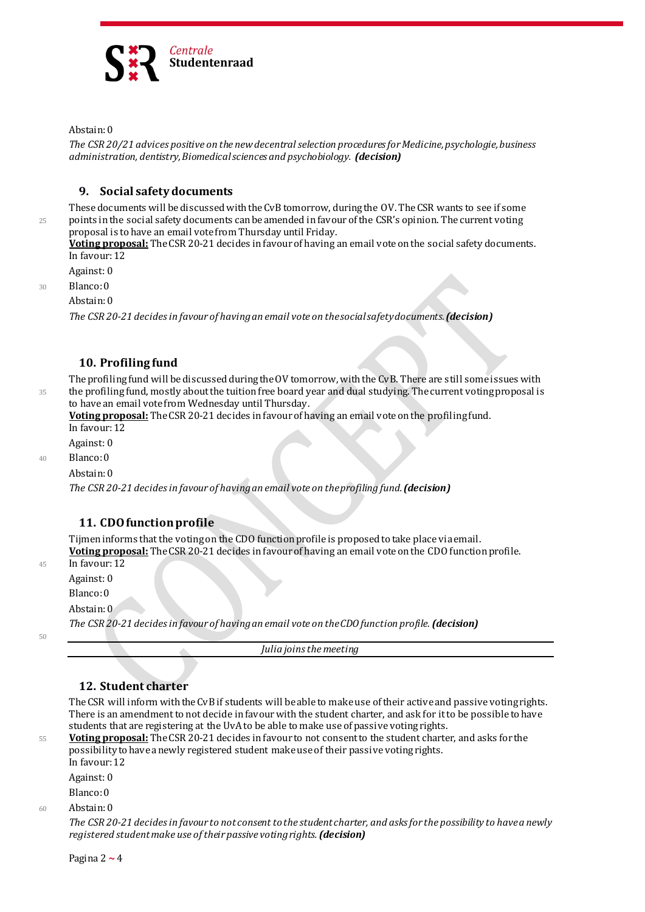Abstain: 0

*The CSR 20/21 advices positive on the new decentral selection procedures for Medicine, psychologie, business administration, dentistry, Biomedical sciences and psychobiology.* ***(decision)***

## 9. Social safety documents

These documents will be discussed with the CvB tomorrow, during the OV. The CSR wants to see if some points in the social safety documents can be amended in favour of the CSR's opinion. The current voting proposal is to have an email vote from Thursday until Friday.

**Voting proposal:** The CSR 20-21 decides in favour of having an email vote on the social safety documents.

In favour: 12

Against: 0

Blanco: 0

Abstain: 0

*The CSR 20-21 decides in favour of having an email vote on the social safety documents.* ***(decision)***

## 10. Profiling fund

The profiling fund will be discussed during the OV tomorrow, with the CvB. There are still some issues with the profiling fund, mostly about the tuition free board year and dual studying. The current voting proposal is to have an email vote from Wednesday until Thursday.

**Voting proposal:** The CSR 20-21 decides in favour of having an email vote on the profiling fund.

In favour: 12

Against: 0

Blanco: 0

Abstain: 0

*The CSR 20-21 decides in favour of having an email vote on the profiling fund.* ***(decision)***

## 11. CDO function profile

Tijmen informs that the voting on the CDO function profile is proposed to take place via email.

**Voting proposal:** The CSR 20-21 decides in favour of having an email vote on the CDO function profile.

In favour: 12

Against: 0

Blanco: 0

Abstain: 0

*The CSR 20-21 decides in favour of having an email vote on the CDO function profile.* ***(decision)***

---

*Julia joins the meeting*

---

## 12. Student charter

The CSR will inform with the CvB if students will be able to make use of their active and passive voting rights. There is an amendment to not decide in favour with the student charter, and ask for it to be possible to have students that are registering at the UvA to be able to make use of passive voting rights.

**Voting proposal:** The CSR 20-21 decides in favour to not consent to the student charter, and asks for the possibility to have a newly registered student make use of their passive voting rights.

In favour: 12

Against: 0

Blanco: 0

Abstain: 0

*The CSR 20-21 decides in favour to not consent to the student charter, and asks for the possibility to have a newly registered student make use of their passive voting rights.* ***(decision)***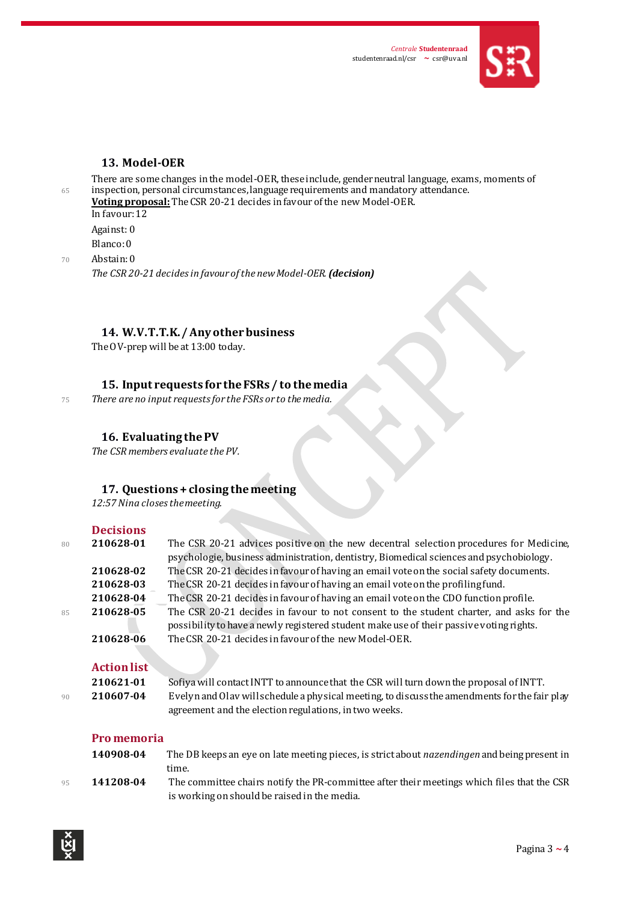## 13. Model-OER

There are some changes in the model-OER, these include, gender neutral language, exams, moments of inspection, personal circumstances, language requirements and mandatory attendance.

**Voting proposal:** The CSR 20-21 decides in favour of the new Model-OER.

In favour: 12

Against: 0

Blanco: 0

Abstain: 0

*The CSR 20-21 decides in favour of the new Model-OER.* ***(decision)***

## 14. W.V.T.T.K. / Any other business

The OV-prep will be at 13:00 today.

## 15. Input requests for the FSRs / to the media

*There are no input requests for the FSRs or to the media.*

## 16. Evaluating the PV

*The CSR members evaluate the PV.*

## 17. Questions + closing the meeting

*12:57 Nina closes the meeting.*

### Decisions

| | |
|---|---|
| **210628-01** | The CSR 20-21 advices positive on the new decentral selection procedures for Medicine, psychologie, business administration, dentistry, Biomedical sciences and psychobiology. |
| **210628-02** | The CSR 20-21 decides in favour of having an email vote on the social safety documents. |
| **210628-03** | The CSR 20-21 decides in favour of having an email vote on the profiling fund. |
| **210628-04** | The CSR 20-21 decides in favour of having an email vote on the CDO function profile. |
| **210628-05** | The CSR 20-21 decides in favour to not consent to the student charter, and asks for the possibility to have a newly registered student make use of their passive voting rights. |
| **210628-06** | The CSR 20-21 decides in favour of the new Model-OER. |

### Action list

| | |
|---|---|
| **210621-01** | Sofiya will contact INTT to announce that the CSR will turn down the proposal of INTT. |
| **210607-04** | Evelyn and Olav will schedule a physical meeting, to discuss the amendments for the fair play agreement and the election regulations, in two weeks. |

### Pro memoria

| | |
|---|---|
| **140908-04** | The DB keeps an eye on late meeting pieces, is strict about *nazendingen* and being present in time. |
| **141208-04** | The committee chairs notify the PR-committee after their meetings which files that the CSR is working on should be raised in the media. |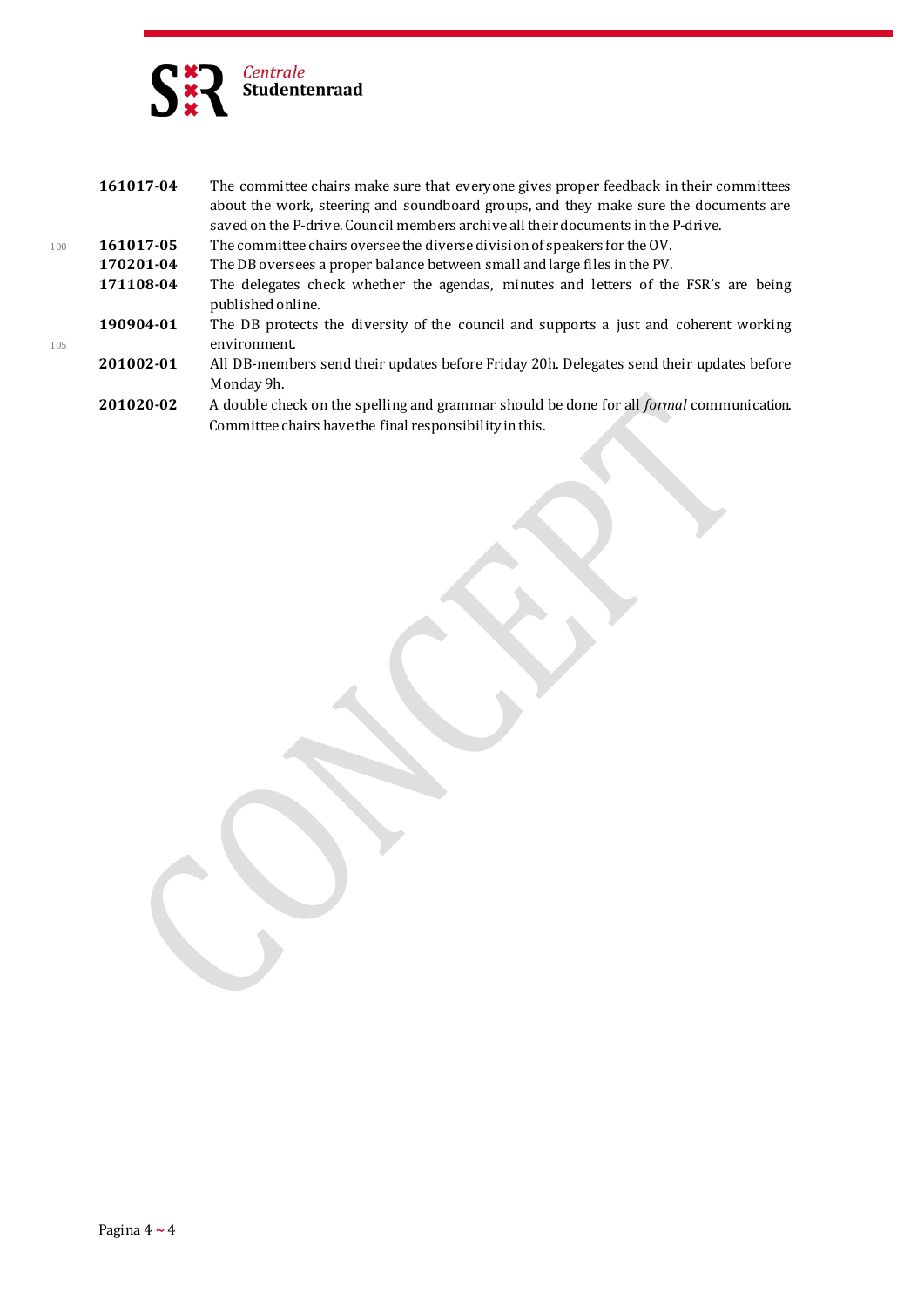| | |
|---|---|
| **161017-04** | The committee chairs make sure that everyone gives proper feedback in their committees about the work, steering and soundboard groups, and they make sure the documents are saved on the P-drive. Council members archive all their documents in the P-drive. |
| **161017-05** | The committee chairs oversee the diverse division of speakers for the OV. |
| **170201-04** | The DB oversees a proper balance between small and large files in the PV. |
| **171108-04** | The delegates check whether the agendas, minutes and letters of the FSR's are being published online. |
| **190904-01** | The DB protects the diversity of the council and supports a just and coherent working environment. |
| **201002-01** | All DB-members send their updates before Friday 20h. Delegates send their updates before Monday 9h. |
| **201020-02** | A double check on the spelling and grammar should be done for all *formal* communication. Committee chairs have the final responsibility in this. |